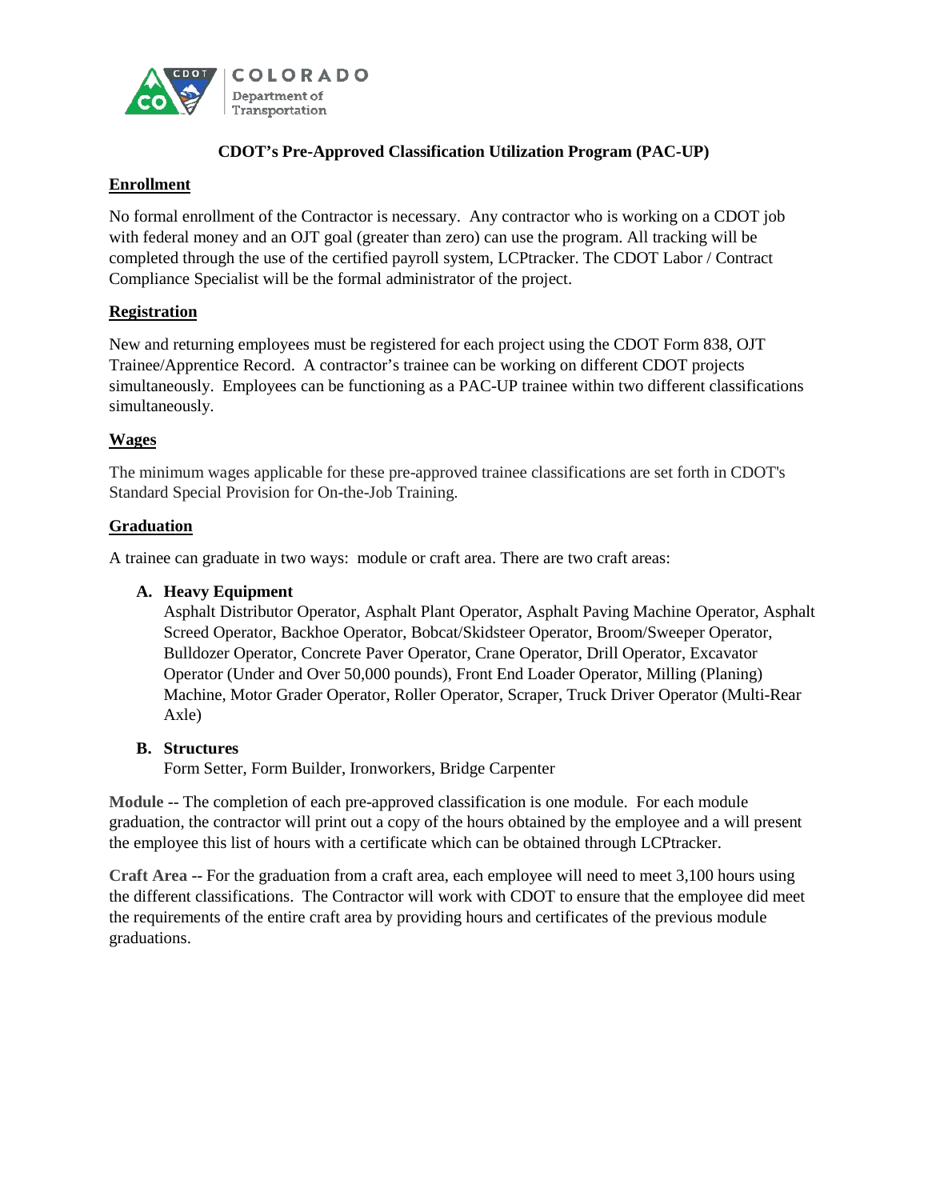# CDOT's Pre-Approved Classification Utilization Program (PAC-UP)

## Enrollment

No formal enrollment of the Contractor is necessary. Any contractor who is working on a CDOT job with federal money and an OJT goal (greater than zero) can use the program. All tracking will be completed through the use of the certified payroll system, LCPtracker. The CDOT Labor / Contract Compliance Specialist will be the formal administrator of the project.

## Registration

New and returning employees must be registered for each project using the CDOT Form 838, OJT Trainee/Apprentice Record. A contractor's trainee can be working on different CDOT projects simultaneously. Employees can be functioning as a PAC-UP trainee within two different classifications simultaneously.

## Wages

The minimum wages applicable for these pre-approved trainee classifications are set forth in CDOT's Standard Special Provision for On-the-Job Training.

## Graduation

A trainee can graduate in two ways: module or craft area. There are two craft areas:

**A. Heavy Equipment**
Asphalt Distributor Operator, Asphalt Plant Operator, Asphalt Paving Machine Operator, Asphalt Screed Operator, Backhoe Operator, Bobcat/Skidsteer Operator, Broom/Sweeper Operator, Bulldozer Operator, Concrete Paver Operator, Crane Operator, Drill Operator, Excavator Operator (Under and Over 50,000 pounds), Front End Loader Operator, Milling (Planing) Machine, Motor Grader Operator, Roller Operator, Scraper, Truck Driver Operator (Multi-Rear Axle)

**B. Structures**
Form Setter, Form Builder, Ironworkers, Bridge Carpenter

**Module** -- The completion of each pre-approved classification is one module. For each module graduation, the contractor will print out a copy of the hours obtained by the employee and a will present the employee this list of hours with a certificate which can be obtained through LCPtracker.

**Craft Area** -- For the graduation from a craft area, each employee will need to meet 3,100 hours using the different classifications. The Contractor will work with CDOT to ensure that the employee did meet the requirements of the entire craft area by providing hours and certificates of the previous module graduations.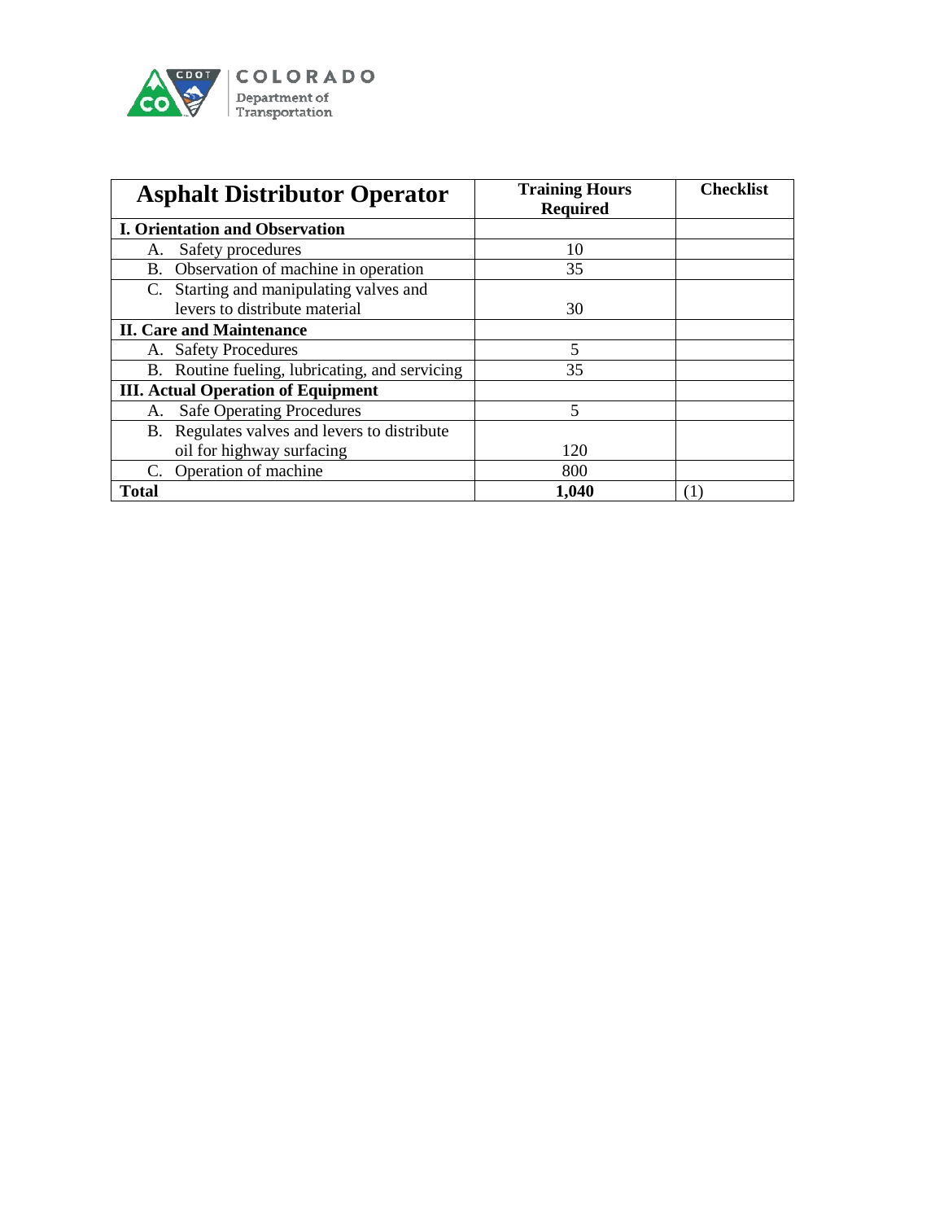| Asphalt Distributor Operator | Training Hours Required | Checklist |
|---|---|---|
| **I. Orientation and Observation** | | |
| A. Safety procedures | 10 | |
| B. Observation of machine in operation | 35 | |
| C. Starting and manipulating valves and levers to distribute material | 30 | |
| **II. Care and Maintenance** | | |
| A. Safety Procedures | 5 | |
| B. Routine fueling, lubricating, and servicing | 35 | |
| **III. Actual Operation of Equipment** | | |
| A. Safe Operating Procedures | 5 | |
| B. Regulates valves and levers to distribute oil for highway surfacing | 120 | |
| C. Operation of machine | 800 | |
| **Total** | **1,040** | (1) |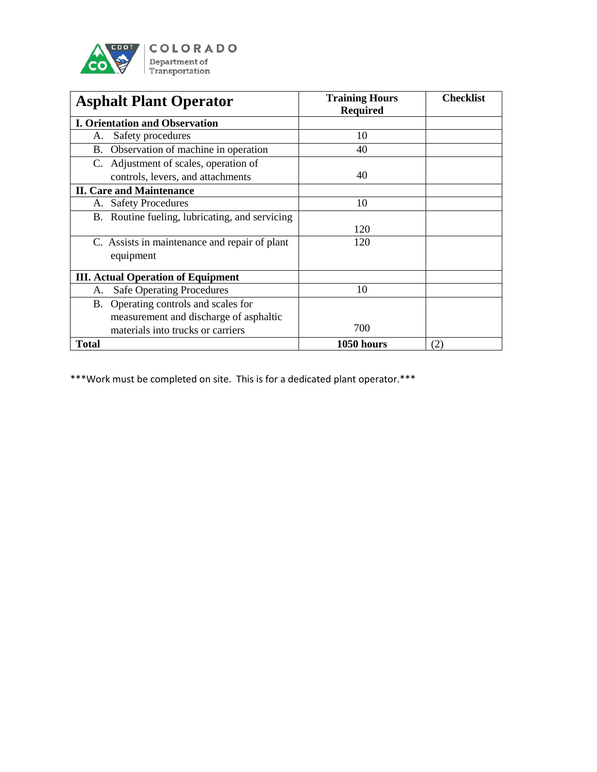| Asphalt Plant Operator | Training Hours Required | Checklist |
|---|---|---|
| **I. Orientation and Observation** | | |
| A. Safety procedures | 10 | |
| B. Observation of machine in operation | 40 | |
| C. Adjustment of scales, operation of controls, levers, and attachments | 40 | |
| **II. Care and Maintenance** | | |
| A. Safety Procedures | 10 | |
| B. Routine fueling, lubricating, and servicing | 120 | |
| C. Assists in maintenance and repair of plant equipment | 120 | |
| **III. Actual Operation of Equipment** | | |
| A. Safe Operating Procedures | 10 | |
| B. Operating controls and scales for measurement and discharge of asphaltic materials into trucks or carriers | 700 | |
| **Total** | **1050 hours** | (2) |

***Work must be completed on site. This is for a dedicated plant operator.***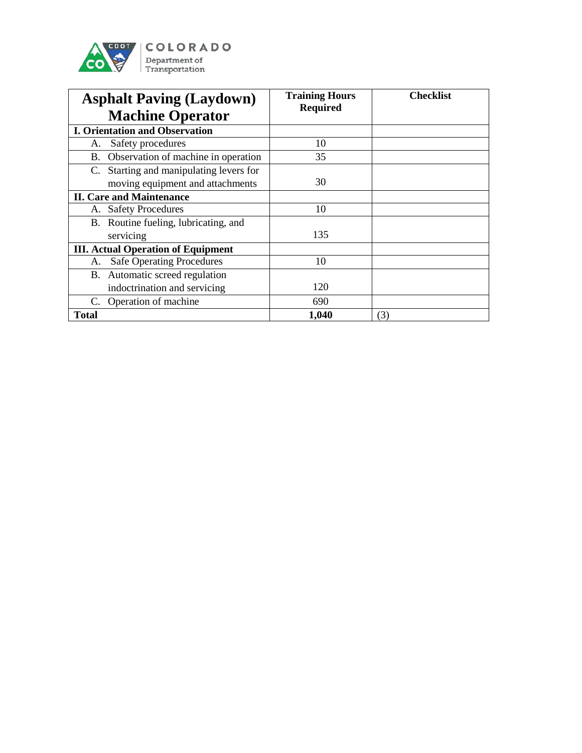| Asphalt Paving (Laydown) Machine Operator | Training Hours Required | Checklist |
|---|---|---|
| **I. Orientation and Observation** | | |
| A. Safety procedures | 10 | |
| B. Observation of machine in operation | 35 | |
| C. Starting and manipulating levers for moving equipment and attachments | 30 | |
| **II. Care and Maintenance** | | |
| A. Safety Procedures | 10 | |
| B. Routine fueling, lubricating, and servicing | 135 | |
| **III. Actual Operation of Equipment** | | |
| A. Safe Operating Procedures | 10 | |
| B. Automatic screed regulation indoctrination and servicing | 120 | |
| C. Operation of machine | 690 | |
| **Total** | **1,040** | (3) |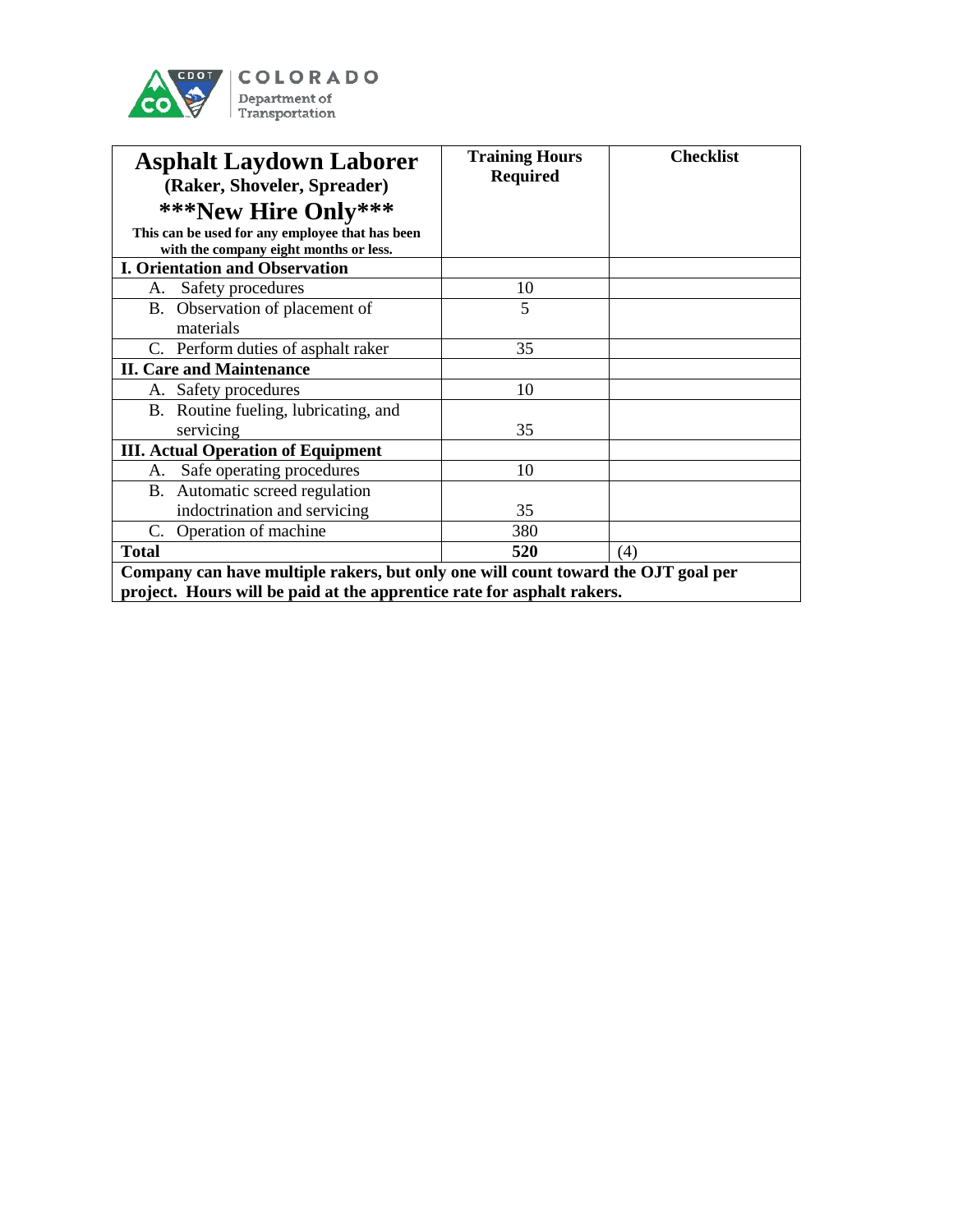| **Asphalt Laydown Laborer**<br>**(Raker, Shoveler, Spreader)**<br>**\*\*\*New Hire Only\*\*\***<br>**This can be used for any employee that has been with the company eight months or less.** | **Training Hours Required** | **Checklist** |
|---|---|---|
| **I. Orientation and Observation** | | |
| A. Safety procedures | 10 | |
| B. Observation of placement of materials | 5 | |
| C. Perform duties of asphalt raker | 35 | |
| **II. Care and Maintenance** | | |
| A. Safety procedures | 10 | |
| B. Routine fueling, lubricating, and servicing | 35 | |
| **III. Actual Operation of Equipment** | | |
| A. Safe operating procedures | 10 | |
| B. Automatic screed regulation indoctrination and servicing | 35 | |
| C. Operation of machine | 380 | |
| **Total** | **520** | (4) |
| **Company can have multiple rakers, but only one will count toward the OJT goal per project. Hours will be paid at the apprentice rate for asphalt rakers.** | | |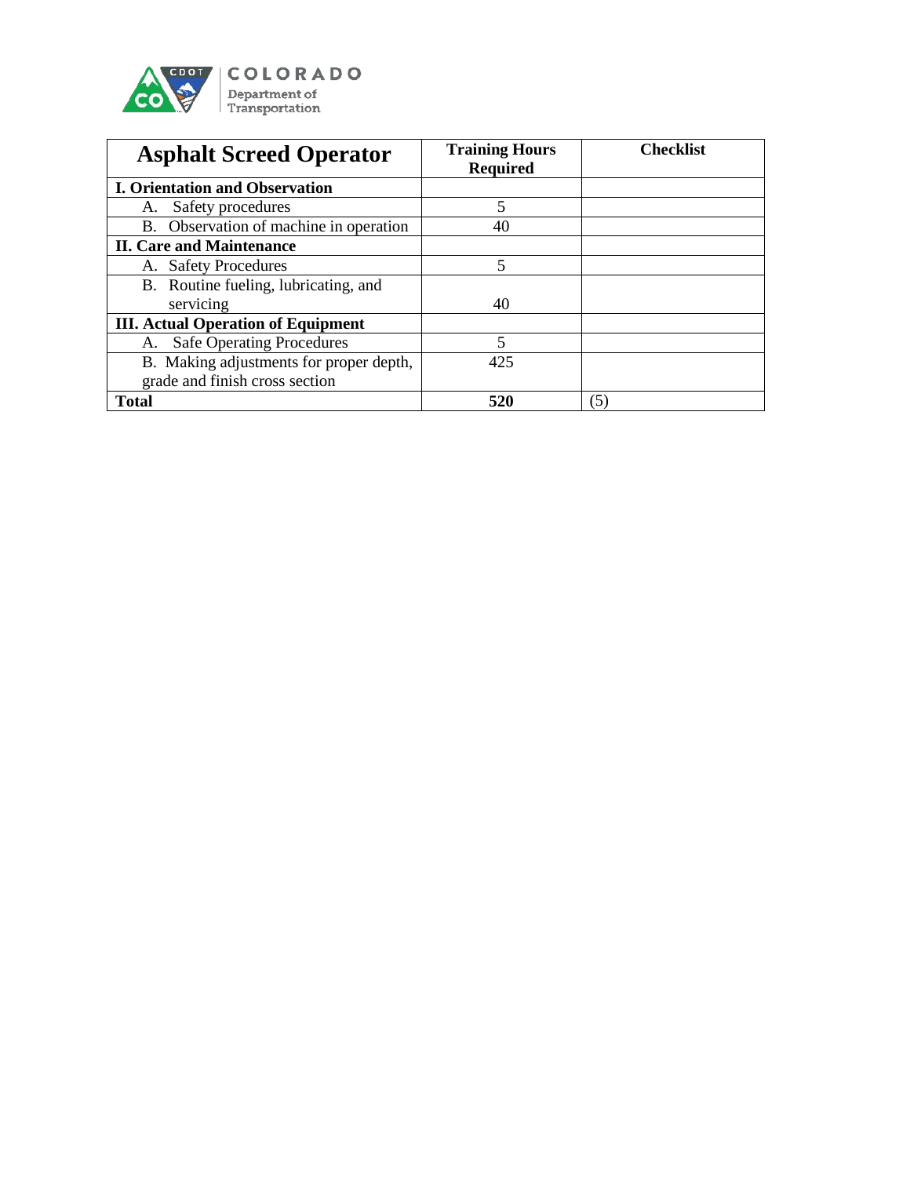| Asphalt Screed Operator | Training Hours Required | Checklist |
|---|---|---|
| **I. Orientation and Observation** | | |
| A. Safety procedures | 5 | |
| B. Observation of machine in operation | 40 | |
| **II. Care and Maintenance** | | |
| A. Safety Procedures | 5 | |
| B. Routine fueling, lubricating, and servicing | 40 | |
| **III. Actual Operation of Equipment** | | |
| A. Safe Operating Procedures | 5 | |
| B. Making adjustments for proper depth, grade and finish cross section | 425 | |
| **Total** | **520** | (5) |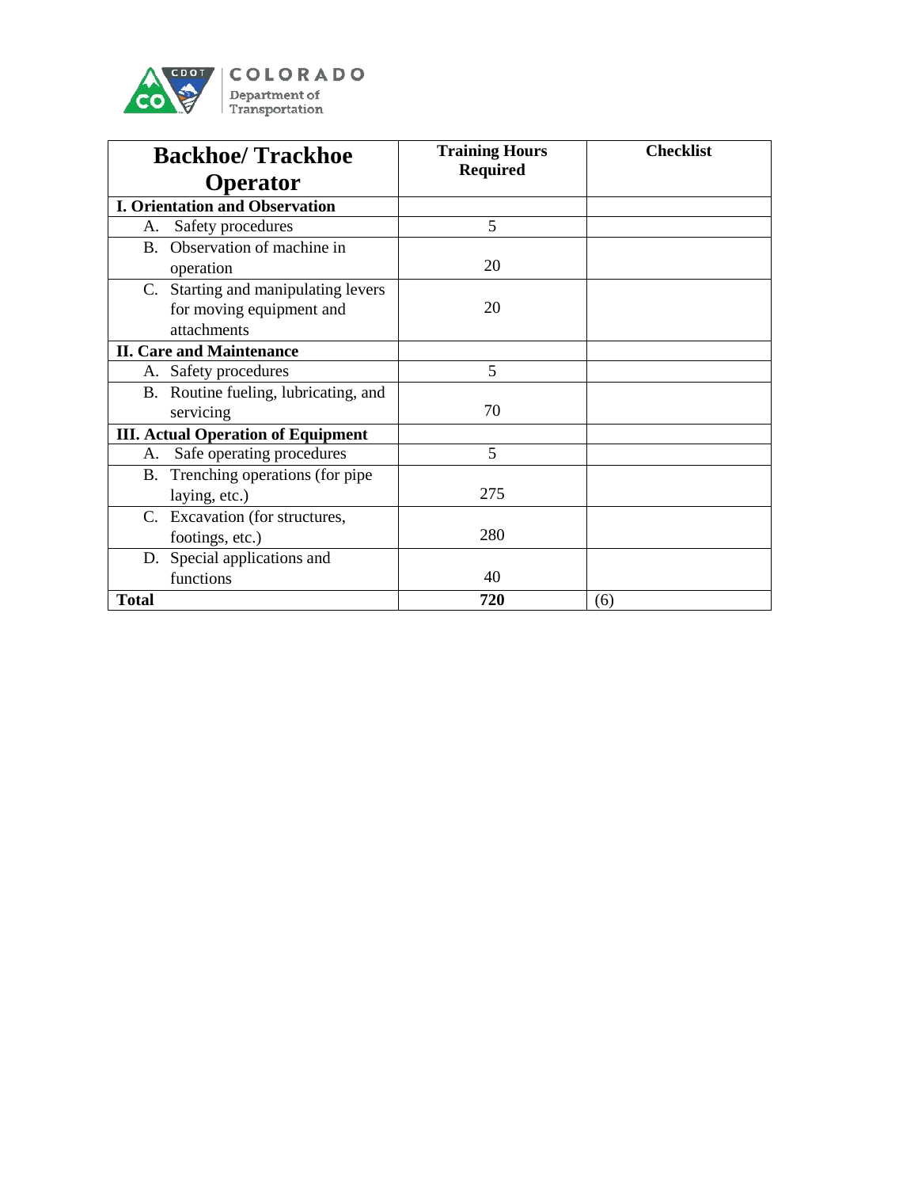| Backhoe/ Trackhoe Operator | Training Hours Required | Checklist |
|---|---|---|
| **I. Orientation and Observation** | | |
| A. Safety procedures | 5 | |
| B. Observation of machine in operation | 20 | |
| C. Starting and manipulating levers for moving equipment and attachments | 20 | |
| **II. Care and Maintenance** | | |
| A. Safety procedures | 5 | |
| B. Routine fueling, lubricating, and servicing | 70 | |
| **III. Actual Operation of Equipment** | | |
| A. Safe operating procedures | 5 | |
| B. Trenching operations (for pipe laying, etc.) | 275 | |
| C. Excavation (for structures, footings, etc.) | 280 | |
| D. Special applications and functions | 40 | |
| **Total** | **720** | (6) |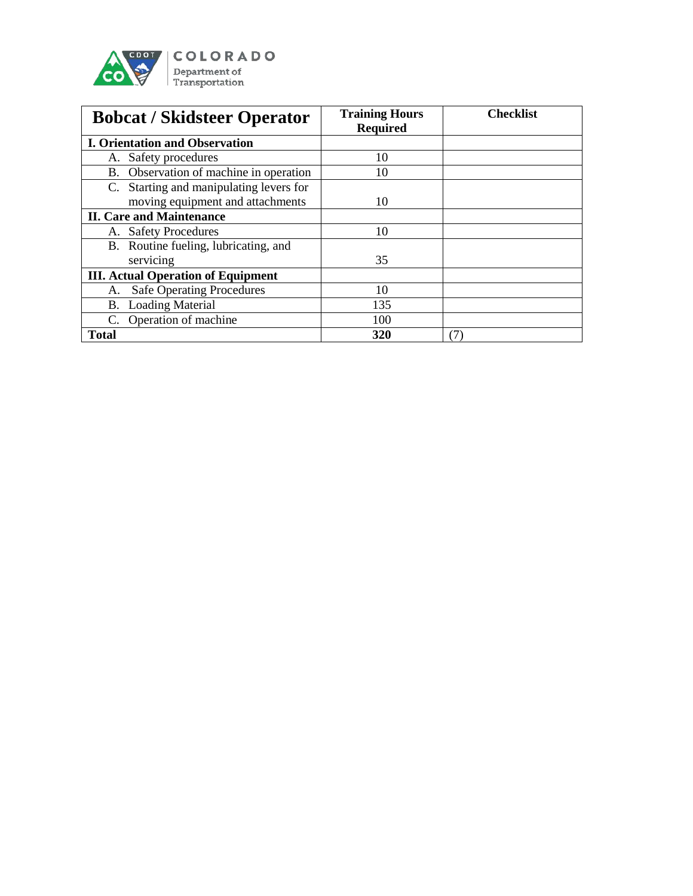COLORADO
Department of Transportation

| Bobcat / Skidsteer Operator | Training Hours Required | Checklist |
|---|---|---|
| **I. Orientation and Observation** | | |
| A. Safety procedures | 10 | |
| B. Observation of machine in operation | 10 | |
| C. Starting and manipulating levers for moving equipment and attachments | 10 | |
| **II. Care and Maintenance** | | |
| A. Safety Procedures | 10 | |
| B. Routine fueling, lubricating, and servicing | 35 | |
| **III. Actual Operation of Equipment** | | |
| A. Safe Operating Procedures | 10 | |
| B. Loading Material | 135 | |
| C. Operation of machine | 100 | |
| **Total** | **320** | (7) |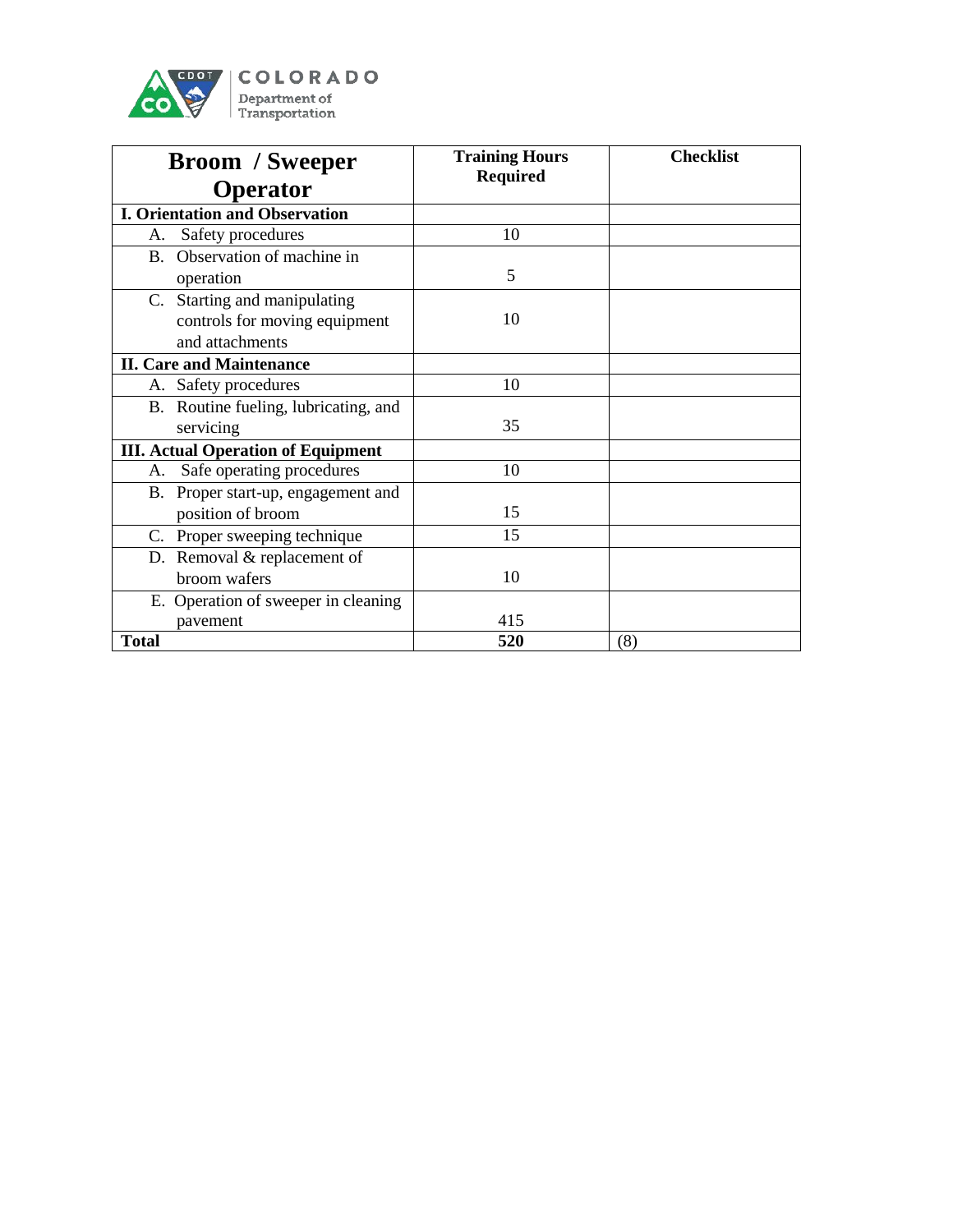| Broom / Sweeper Operator | Training Hours Required | Checklist |
|---|---|---|
| **I. Orientation and Observation** | | |
| A. Safety procedures | 10 | |
| B. Observation of machine in operation | 5 | |
| C. Starting and manipulating controls for moving equipment and attachments | 10 | |
| **II. Care and Maintenance** | | |
| A. Safety procedures | 10 | |
| B. Routine fueling, lubricating, and servicing | 35 | |
| **III. Actual Operation of Equipment** | | |
| A. Safe operating procedures | 10 | |
| B. Proper start-up, engagement and position of broom | 15 | |
| C. Proper sweeping technique | 15 | |
| D. Removal & replacement of broom wafers | 10 | |
| E. Operation of sweeper in cleaning pavement | 415 | |
| **Total** | **520** | (8) |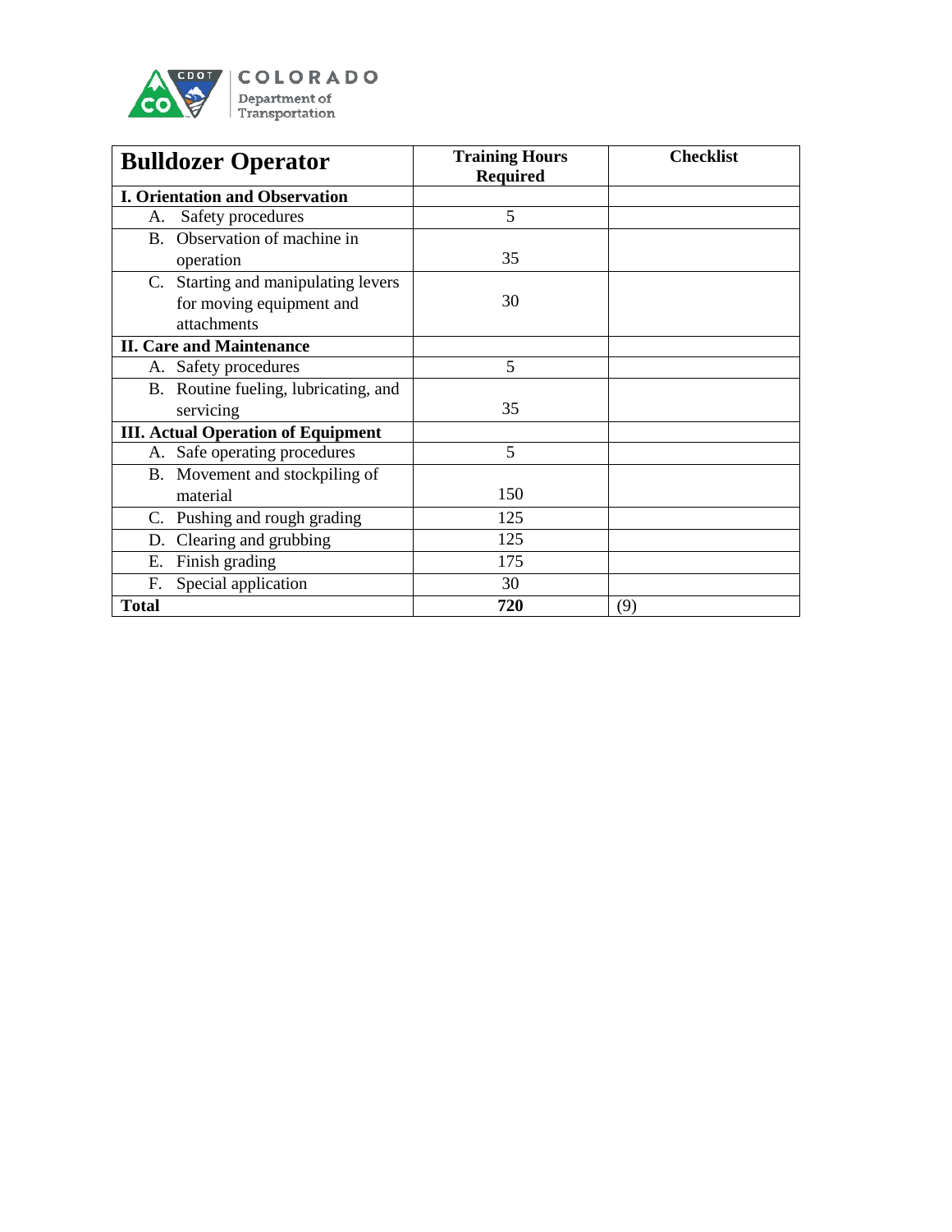| Bulldozer Operator | Training Hours Required | Checklist |
| --- | --- | --- |
| **I. Orientation and Observation** | | |
| A. Safety procedures | 5 | |
| B. Observation of machine in operation | 35 | |
| C. Starting and manipulating levers for moving equipment and attachments | 30 | |
| **II. Care and Maintenance** | | |
| A. Safety procedures | 5 | |
| B. Routine fueling, lubricating, and servicing | 35 | |
| **III. Actual Operation of Equipment** | | |
| A. Safe operating procedures | 5 | |
| B. Movement and stockpiling of material | 150 | |
| C. Pushing and rough grading | 125 | |
| D. Clearing and grubbing | 125 | |
| E. Finish grading | 175 | |
| F. Special application | 30 | |
| **Total** | **720** | (9) |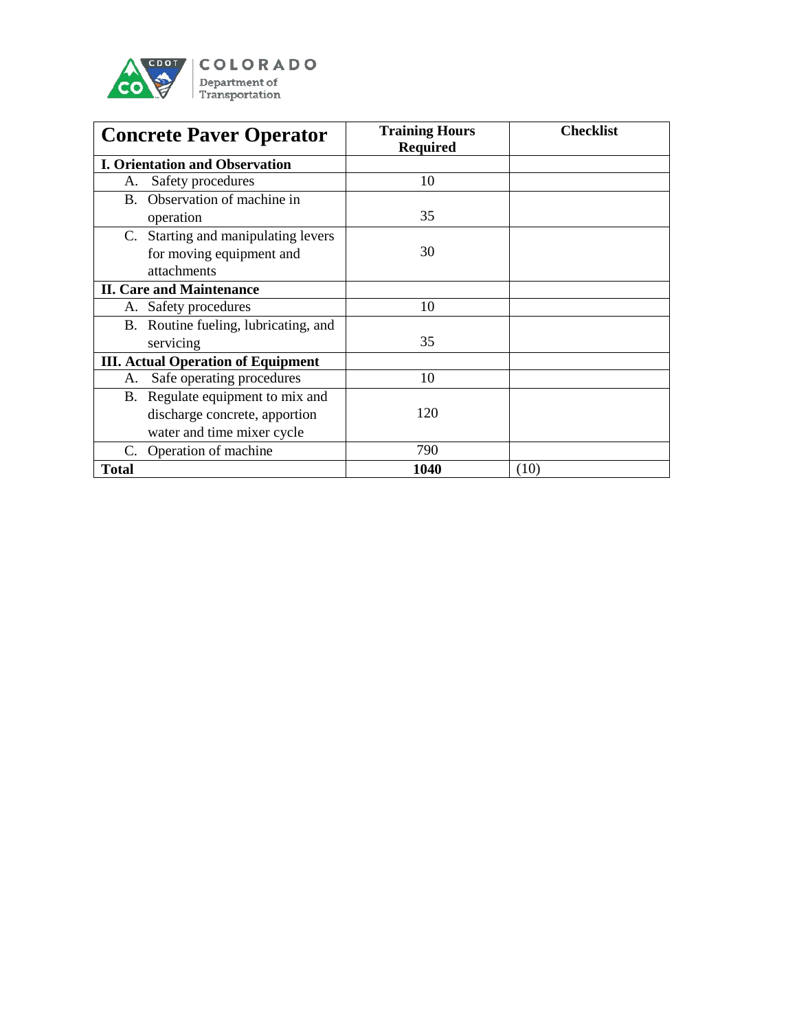| Concrete Paver Operator | Training Hours Required | Checklist |
|---|---|---|
| **I. Orientation and Observation** | | |
| A. Safety procedures | 10 | |
| B. Observation of machine in operation | 35 | |
| C. Starting and manipulating levers for moving equipment and attachments | 30 | |
| **II. Care and Maintenance** | | |
| A. Safety procedures | 10 | |
| B. Routine fueling, lubricating, and servicing | 35 | |
| **III. Actual Operation of Equipment** | | |
| A. Safe operating procedures | 10 | |
| B. Regulate equipment to mix and discharge concrete, apportion water and time mixer cycle | 120 | |
| C. Operation of machine | 790 | |
| **Total** | **1040** | (10) |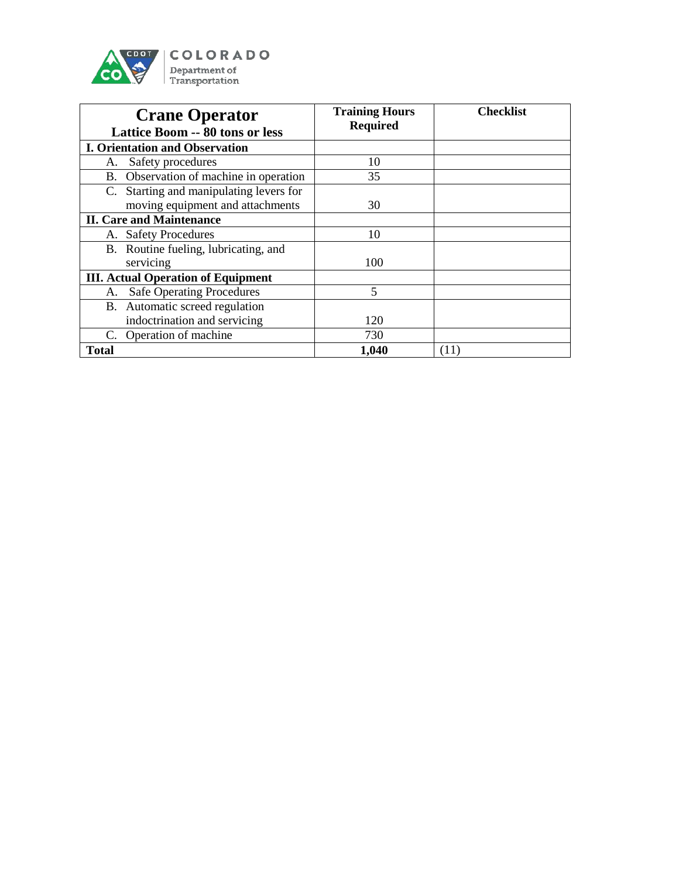| **Crane Operator**<br>**Lattice Boom -- 80 tons or less** | **Training Hours Required** | **Checklist** |
|---|---|---|
| **I. Orientation and Observation** | | |
| A. Safety procedures | 10 | |
| B. Observation of machine in operation | 35 | |
| C. Starting and manipulating levers for moving equipment and attachments | 30 | |
| **II. Care and Maintenance** | | |
| A. Safety Procedures | 10 | |
| B. Routine fueling, lubricating, and servicing | 100 | |
| **III. Actual Operation of Equipment** | | |
| A. Safe Operating Procedures | 5 | |
| B. Automatic screed regulation indoctrination and servicing | 120 | |
| C. Operation of machine | 730 | |
| **Total** | **1,040** | (11) |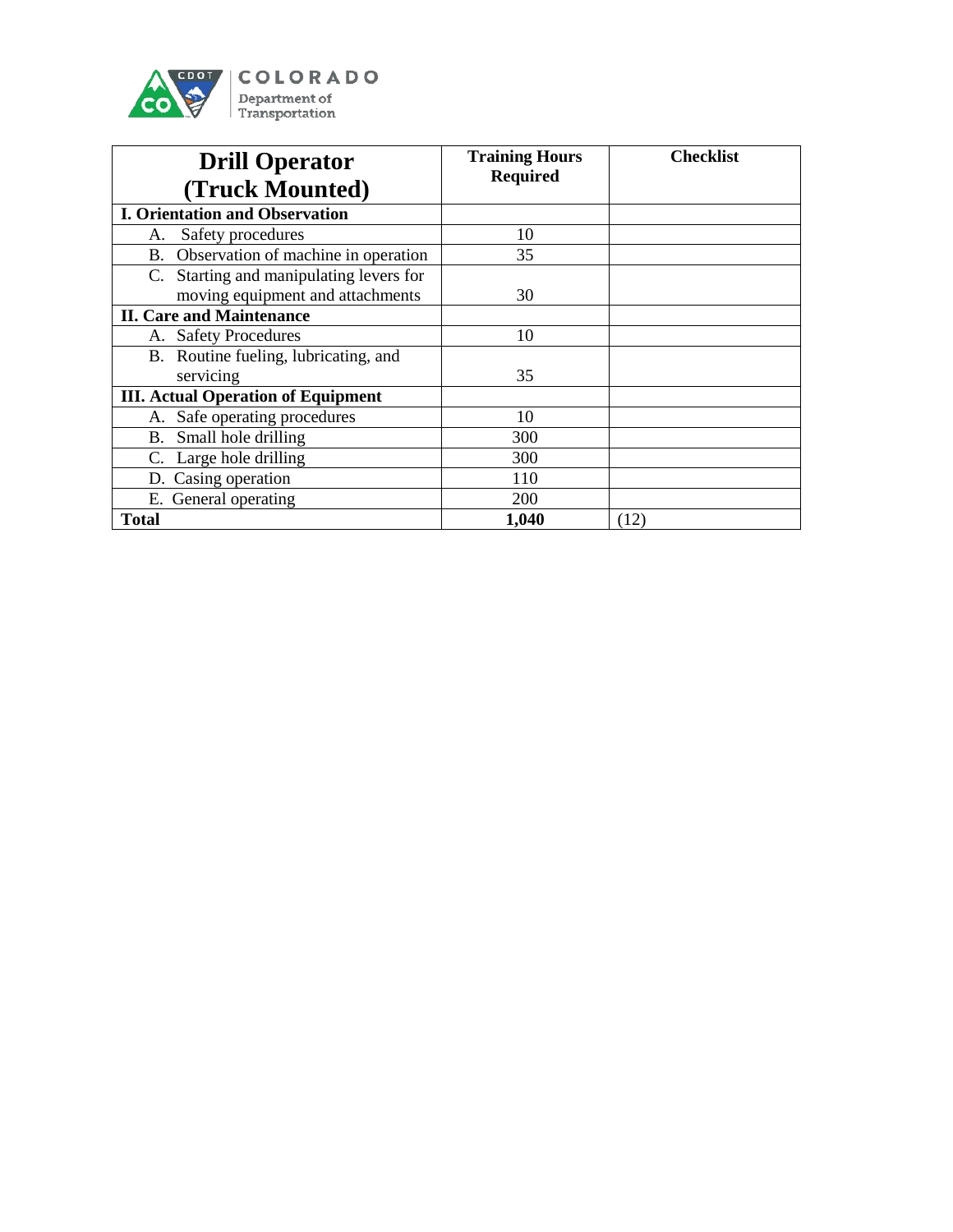| Drill Operator (Truck Mounted) | Training Hours Required | Checklist |
|---|---|---|
| **I. Orientation and Observation** | | |
| A. Safety procedures | 10 | |
| B. Observation of machine in operation | 35 | |
| C. Starting and manipulating levers for moving equipment and attachments | 30 | |
| **II. Care and Maintenance** | | |
| A. Safety Procedures | 10 | |
| B. Routine fueling, lubricating, and servicing | 35 | |
| **III. Actual Operation of Equipment** | | |
| A. Safe operating procedures | 10 | |
| B. Small hole drilling | 300 | |
| C. Large hole drilling | 300 | |
| D. Casing operation | 110 | |
| E. General operating | 200 | |
| **Total** | **1,040** | (12) |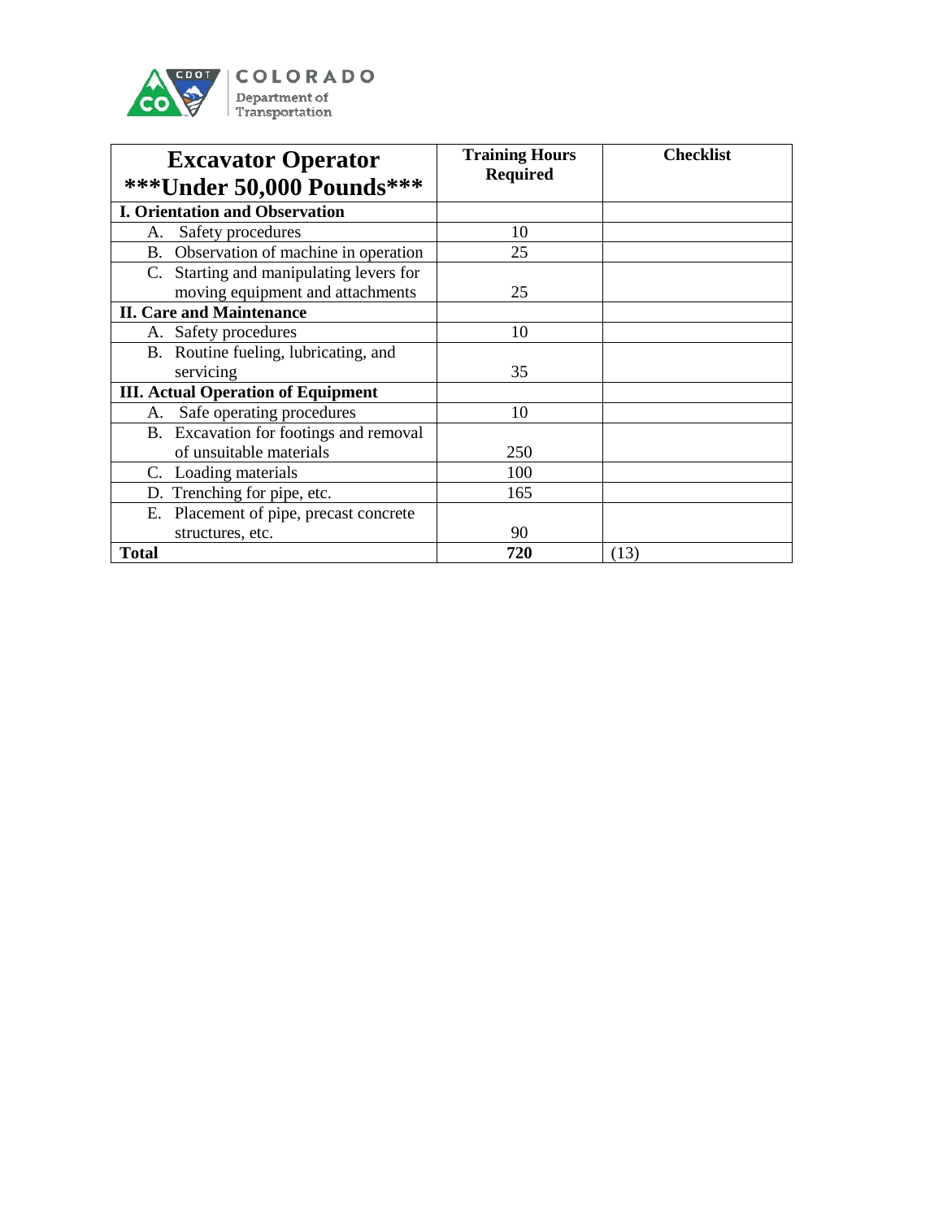| Excavator Operator ***Under 50,000 Pounds*** | Training Hours Required | Checklist |
|---|---|---|
| **I. Orientation and Observation** | | |
| A. Safety procedures | 10 | |
| B. Observation of machine in operation | 25 | |
| C. Starting and manipulating levers for moving equipment and attachments | 25 | |
| **II. Care and Maintenance** | | |
| A. Safety procedures | 10 | |
| B. Routine fueling, lubricating, and servicing | 35 | |
| **III. Actual Operation of Equipment** | | |
| A. Safe operating procedures | 10 | |
| B. Excavation for footings and removal of unsuitable materials | 250 | |
| C. Loading materials | 100 | |
| D. Trenching for pipe, etc. | 165 | |
| E. Placement of pipe, precast concrete structures, etc. | 90 | |
| **Total** | **720** | (13) |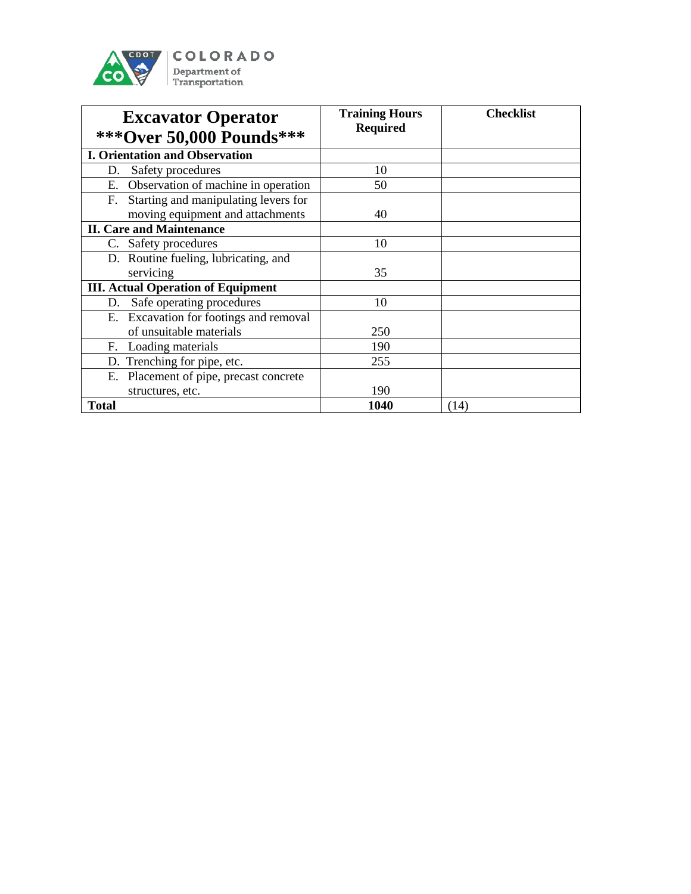| **Excavator Operator ***Over 50,000 Pounds*** ** | **Training Hours Required** | **Checklist** |
|---|---|---|
| **I. Orientation and Observation** | | |
| D. Safety procedures | 10 | |
| E. Observation of machine in operation | 50 | |
| F. Starting and manipulating levers for moving equipment and attachments | 40 | |
| **II. Care and Maintenance** | | |
| C. Safety procedures | 10 | |
| D. Routine fueling, lubricating, and servicing | 35 | |
| **III. Actual Operation of Equipment** | | |
| D. Safe operating procedures | 10 | |
| E. Excavation for footings and removal of unsuitable materials | 250 | |
| F. Loading materials | 190 | |
| D. Trenching for pipe, etc. | 255 | |
| E. Placement of pipe, precast concrete structures, etc. | 190 | |
| **Total** | **1040** | (14) |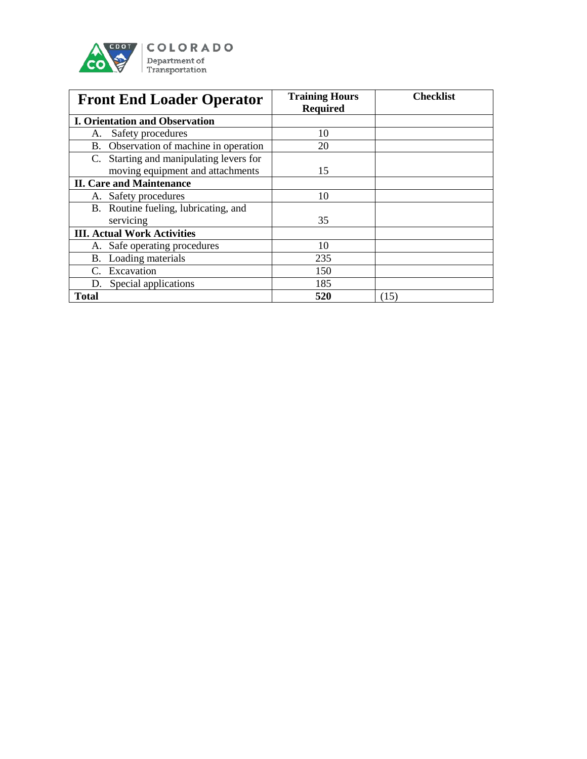| Front End Loader Operator | Training Hours Required | Checklist |
|---|---|---|
| **I. Orientation and Observation** | | |
| A. Safety procedures | 10 | |
| B. Observation of machine in operation | 20 | |
| C. Starting and manipulating levers for moving equipment and attachments | 15 | |
| **II. Care and Maintenance** | | |
| A. Safety procedures | 10 | |
| B. Routine fueling, lubricating, and servicing | 35 | |
| **III. Actual Work Activities** | | |
| A. Safe operating procedures | 10 | |
| B. Loading materials | 235 | |
| C. Excavation | 150 | |
| D. Special applications | 185 | |
| **Total** | **520** | (15) |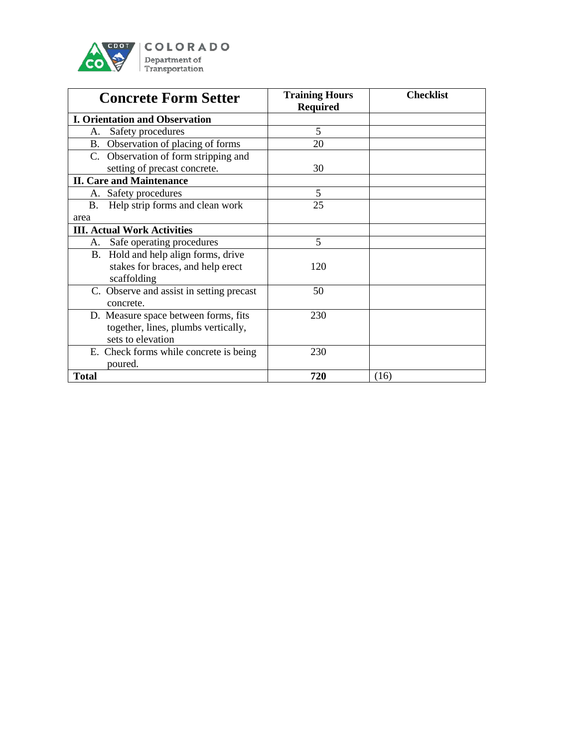| Concrete Form Setter | Training Hours Required | Checklist |
|---|---|---|
| **I. Orientation and Observation** | | |
| A. Safety procedures | 5 | |
| B. Observation of placing of forms | 20 | |
| C. Observation of form stripping and setting of precast concrete. | 30 | |
| **II. Care and Maintenance** | | |
| A. Safety procedures | 5 | |
| B. Help strip forms and clean work area | 25 | |
| **III. Actual Work Activities** | | |
| A. Safe operating procedures | 5 | |
| B. Hold and help align forms, drive stakes for braces, and help erect scaffolding | 120 | |
| C. Observe and assist in setting precast concrete. | 50 | |
| D. Measure space between forms, fits together, lines, plumbs vertically, sets to elevation | 230 | |
| E. Check forms while concrete is being poured. | 230 | |
| **Total** | **720** | (16) |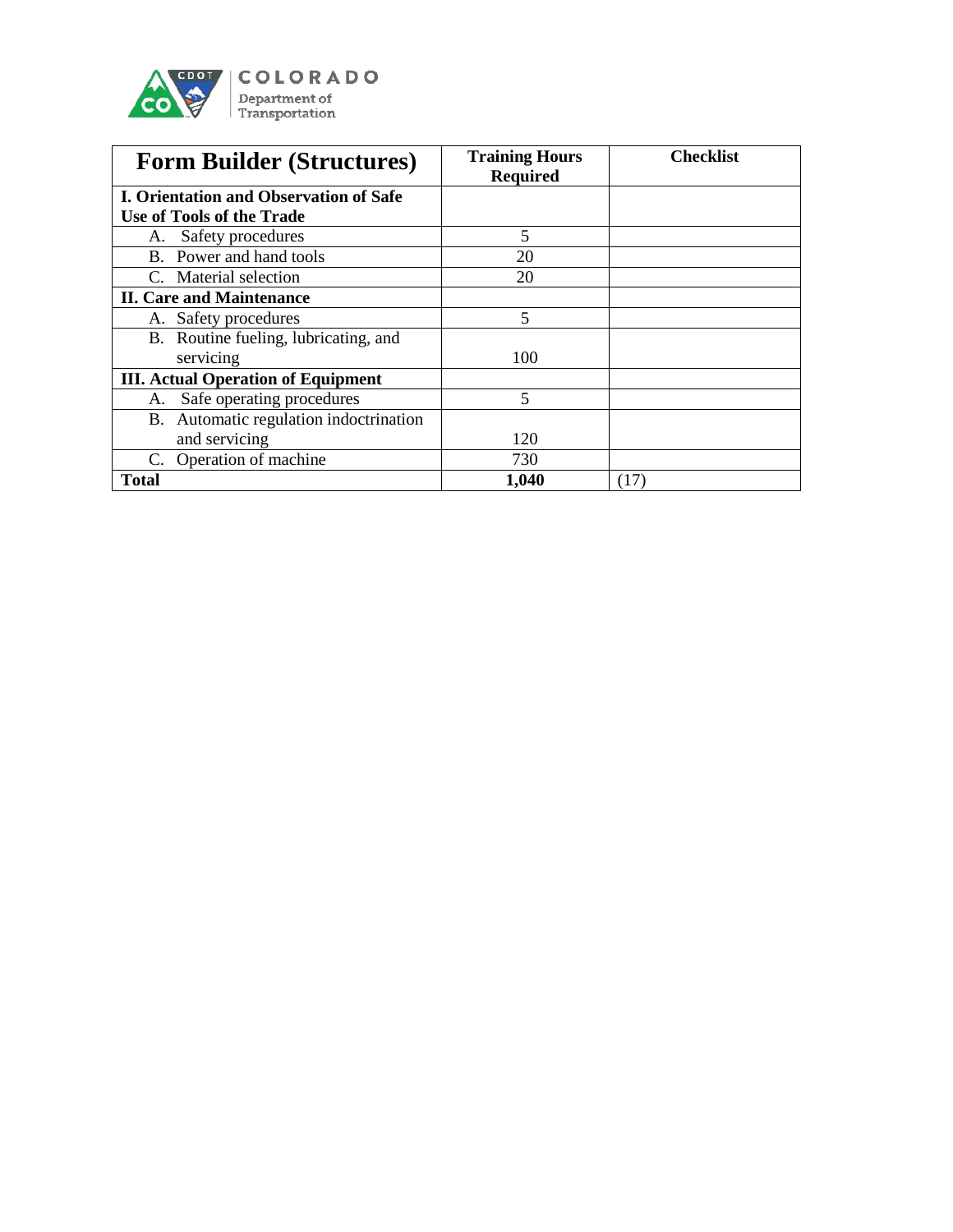| Form Builder (Structures) | Training Hours Required | Checklist |
|---|---|---|
| **I. Orientation and Observation of Safe Use of Tools of the Trade** | | |
| A. Safety procedures | 5 | |
| B. Power and hand tools | 20 | |
| C. Material selection | 20 | |
| **II. Care and Maintenance** | | |
| A. Safety procedures | 5 | |
| B. Routine fueling, lubricating, and servicing | 100 | |
| **III. Actual Operation of Equipment** | | |
| A. Safe operating procedures | 5 | |
| B. Automatic regulation indoctrination and servicing | 120 | |
| C. Operation of machine | 730 | |
| **Total** | **1,040** | (17) |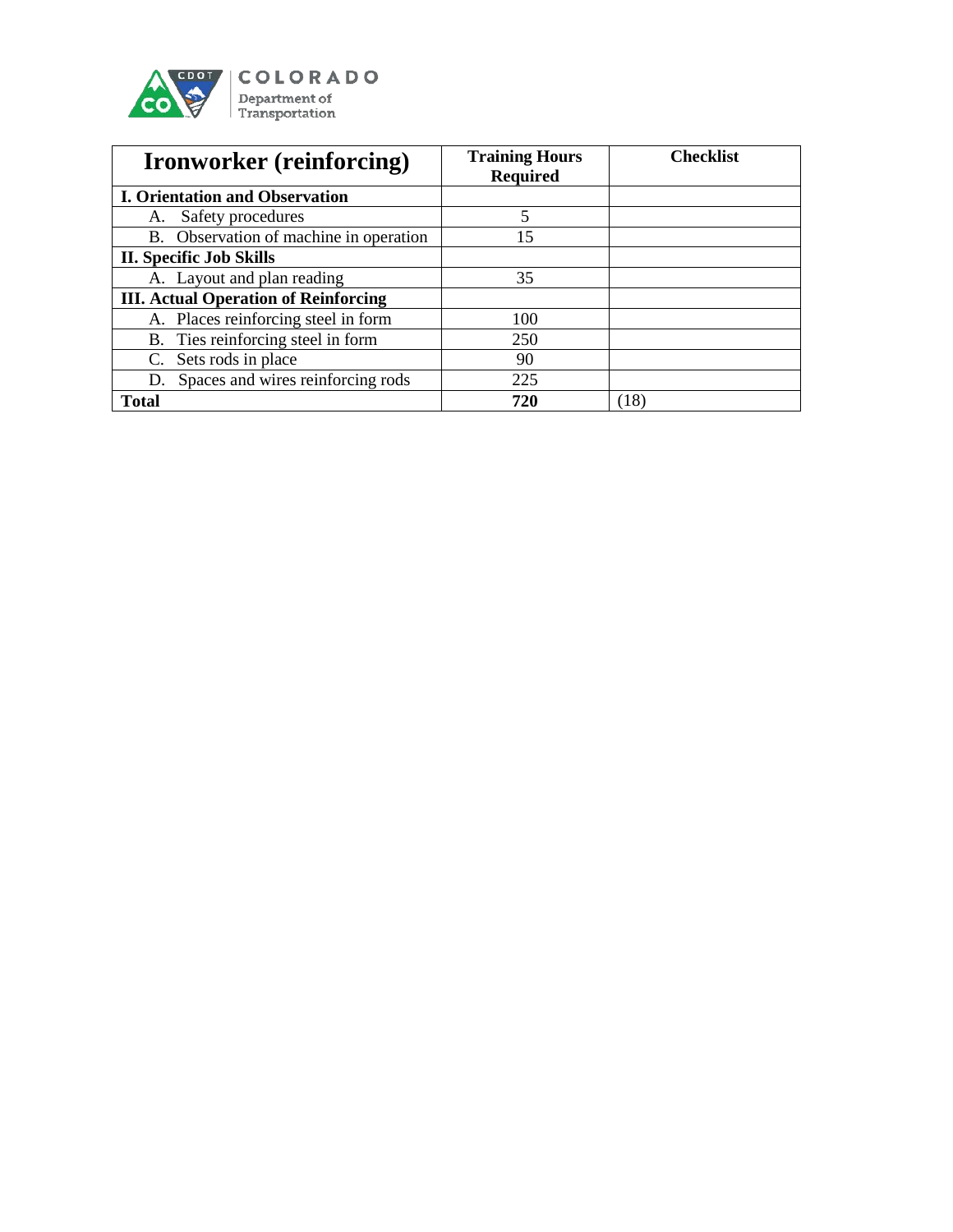| Ironworker (reinforcing) | Training Hours Required | Checklist |
| --- | --- | --- |
| **I. Orientation and Observation** | | |
| A. Safety procedures | 5 | |
| B. Observation of machine in operation | 15 | |
| **II. Specific Job Skills** | | |
| A. Layout and plan reading | 35 | |
| **III. Actual Operation of Reinforcing** | | |
| A. Places reinforcing steel in form | 100 | |
| B. Ties reinforcing steel in form | 250 | |
| C. Sets rods in place | 90 | |
| D. Spaces and wires reinforcing rods | 225 | |
| **Total** | **720** | (18) |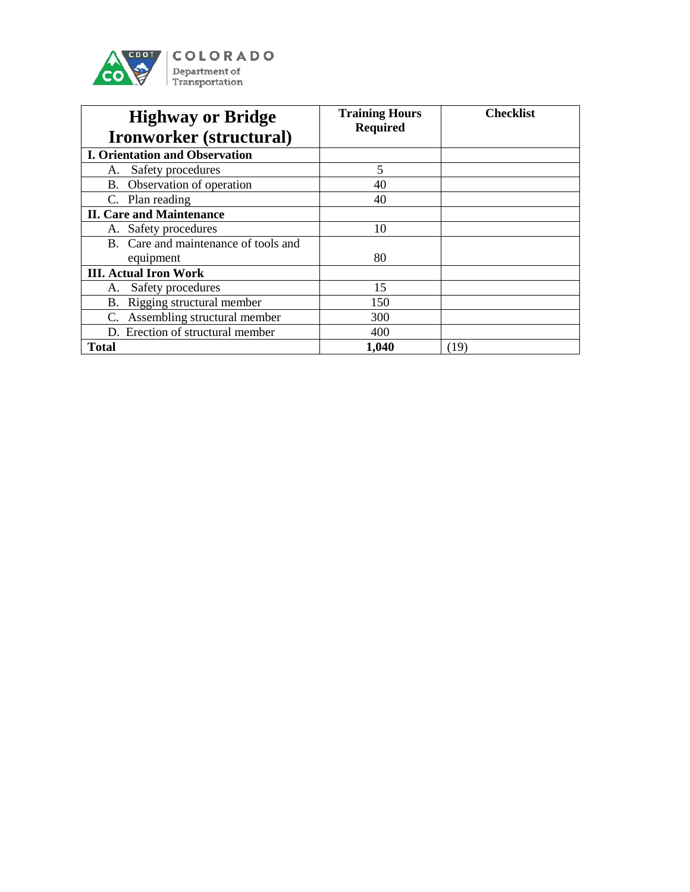| Highway or Bridge Ironworker (structural) | Training Hours Required | Checklist |
|---|---|---|
| **I. Orientation and Observation** | | |
| A. Safety procedures | 5 | |
| B. Observation of operation | 40 | |
| C. Plan reading | 40 | |
| **II. Care and Maintenance** | | |
| A. Safety procedures | 10 | |
| B. Care and maintenance of tools and equipment | 80 | |
| **III. Actual Iron Work** | | |
| A. Safety procedures | 15 | |
| B. Rigging structural member | 150 | |
| C. Assembling structural member | 300 | |
| D. Erection of structural member | 400 | |
| **Total** | **1,040** | (19) |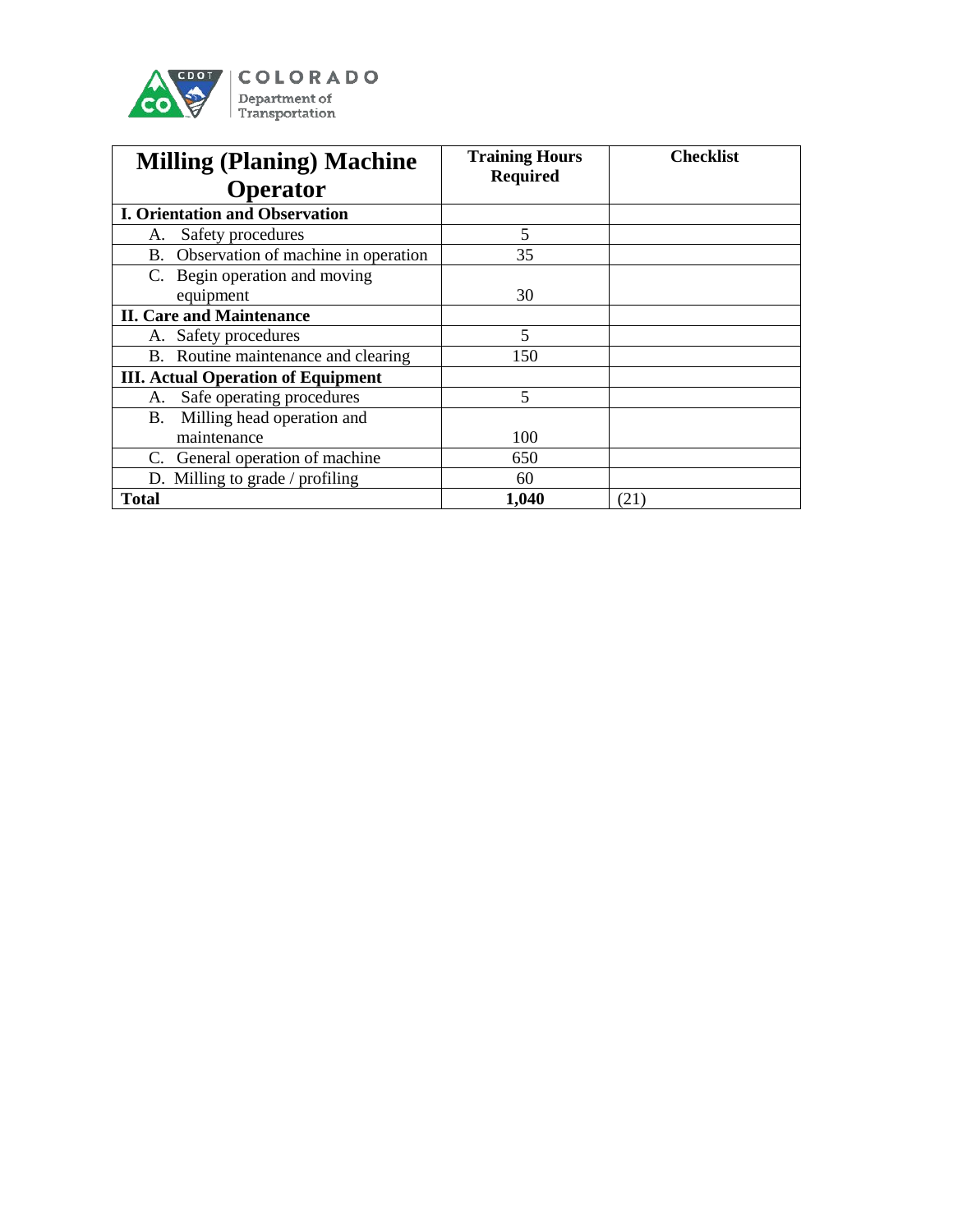| Milling (Planing) Machine Operator | Training Hours Required | Checklist |
|---|---|---|
| **I. Orientation and Observation** | | |
| A. Safety procedures | 5 | |
| B. Observation of machine in operation | 35 | |
| C. Begin operation and moving equipment | 30 | |
| **II. Care and Maintenance** | | |
| A. Safety procedures | 5 | |
| B. Routine maintenance and clearing | 150 | |
| **III. Actual Operation of Equipment** | | |
| A. Safe operating procedures | 5 | |
| B. Milling head operation and maintenance | 100 | |
| C. General operation of machine | 650 | |
| D. Milling to grade / profiling | 60 | |
| **Total** | **1,040** | (21) |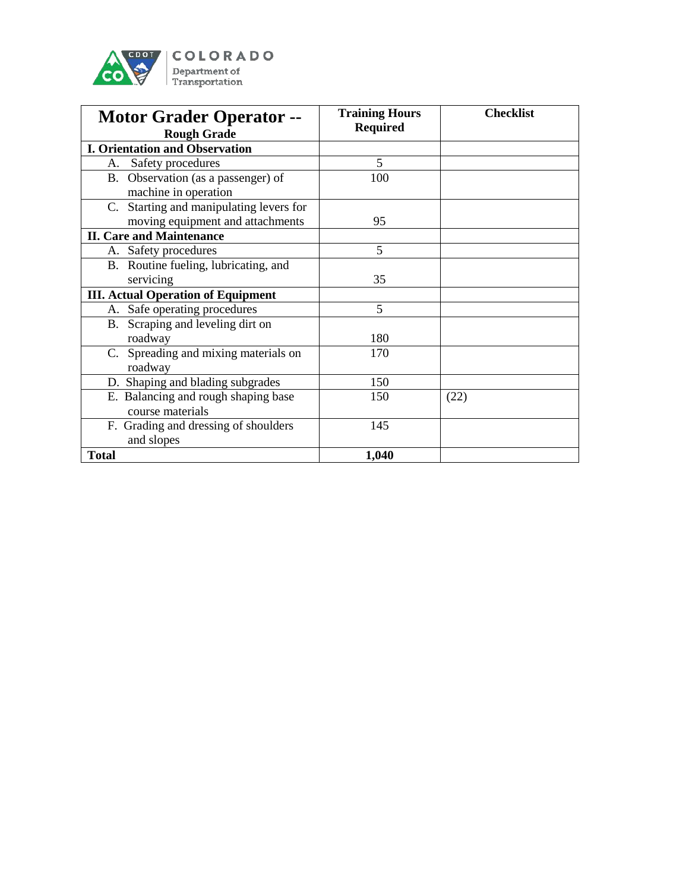| **Motor Grader Operator -- Rough Grade** | **Training Hours Required** | **Checklist** |
|---|---|---|
| **I. Orientation and Observation** | | |
| A. Safety procedures | 5 | |
| B. Observation (as a passenger) of machine in operation | 100 | |
| C. Starting and manipulating levers for moving equipment and attachments | 95 | |
| **II. Care and Maintenance** | | |
| A. Safety procedures | 5 | |
| B. Routine fueling, lubricating, and servicing | 35 | |
| **III. Actual Operation of Equipment** | | |
| A. Safe operating procedures | 5 | |
| B. Scraping and leveling dirt on roadway | 180 | |
| C. Spreading and mixing materials on roadway | 170 | |
| D. Shaping and blading subgrades | 150 | |
| E. Balancing and rough shaping base course materials | 150 | (22) |
| F. Grading and dressing of shoulders and slopes | 145 | |
| **Total** | **1,040** | |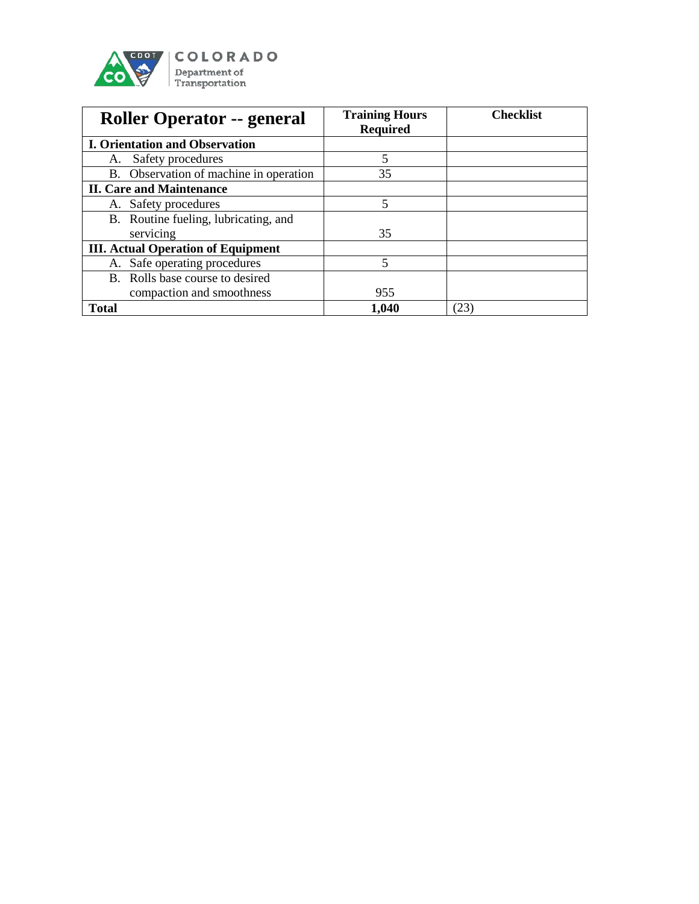| Roller Operator -- general | Training Hours Required | Checklist |
|---|---|---|
| **I. Orientation and Observation** | | |
| A. Safety procedures | 5 | |
| B. Observation of machine in operation | 35 | |
| **II. Care and Maintenance** | | |
| A. Safety procedures | 5 | |
| B. Routine fueling, lubricating, and servicing | 35 | |
| **III. Actual Operation of Equipment** | | |
| A. Safe operating procedures | 5 | |
| B. Rolls base course to desired compaction and smoothness | 955 | |
| **Total** | **1,040** | (23) |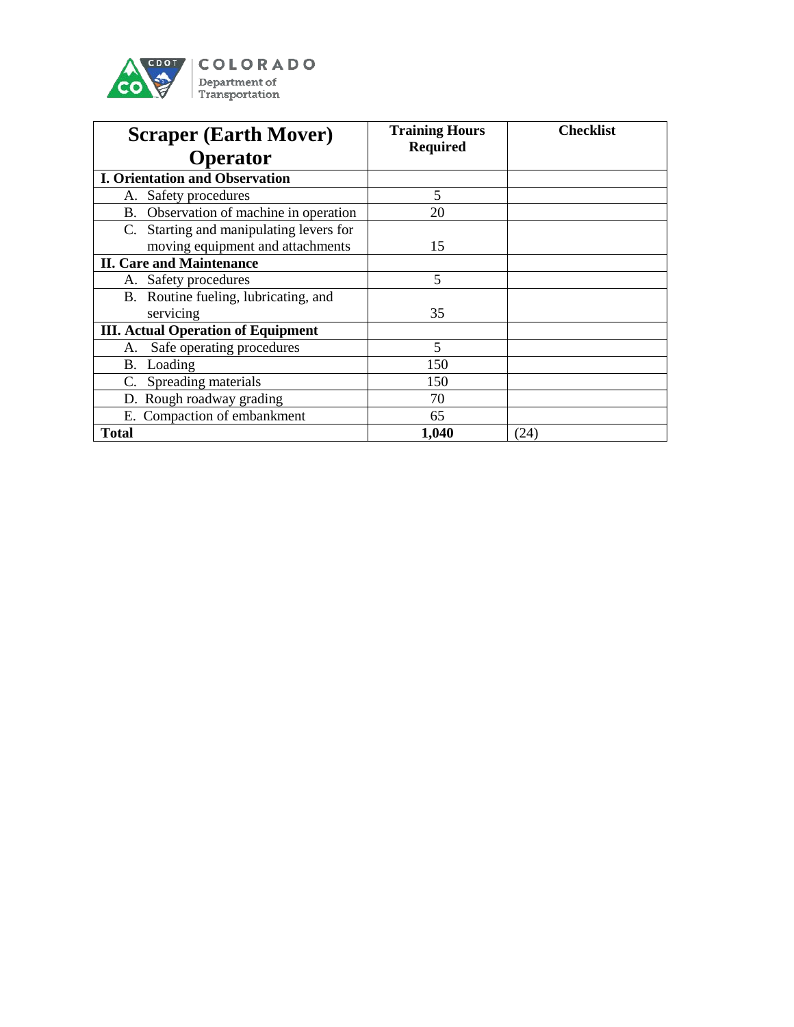| Scraper (Earth Mover) Operator | Training Hours Required | Checklist |
|---|---|---|
| **I. Orientation and Observation** | | |
| A. Safety procedures | 5 | |
| B. Observation of machine in operation | 20 | |
| C. Starting and manipulating levers for moving equipment and attachments | 15 | |
| **II. Care and Maintenance** | | |
| A. Safety procedures | 5 | |
| B. Routine fueling, lubricating, and servicing | 35 | |
| **III. Actual Operation of Equipment** | | |
| A. Safe operating procedures | 5 | |
| B. Loading | 150 | |
| C. Spreading materials | 150 | |
| D. Rough roadway grading | 70 | |
| E. Compaction of embankment | 65 | |
| **Total** | **1,040** | (24) |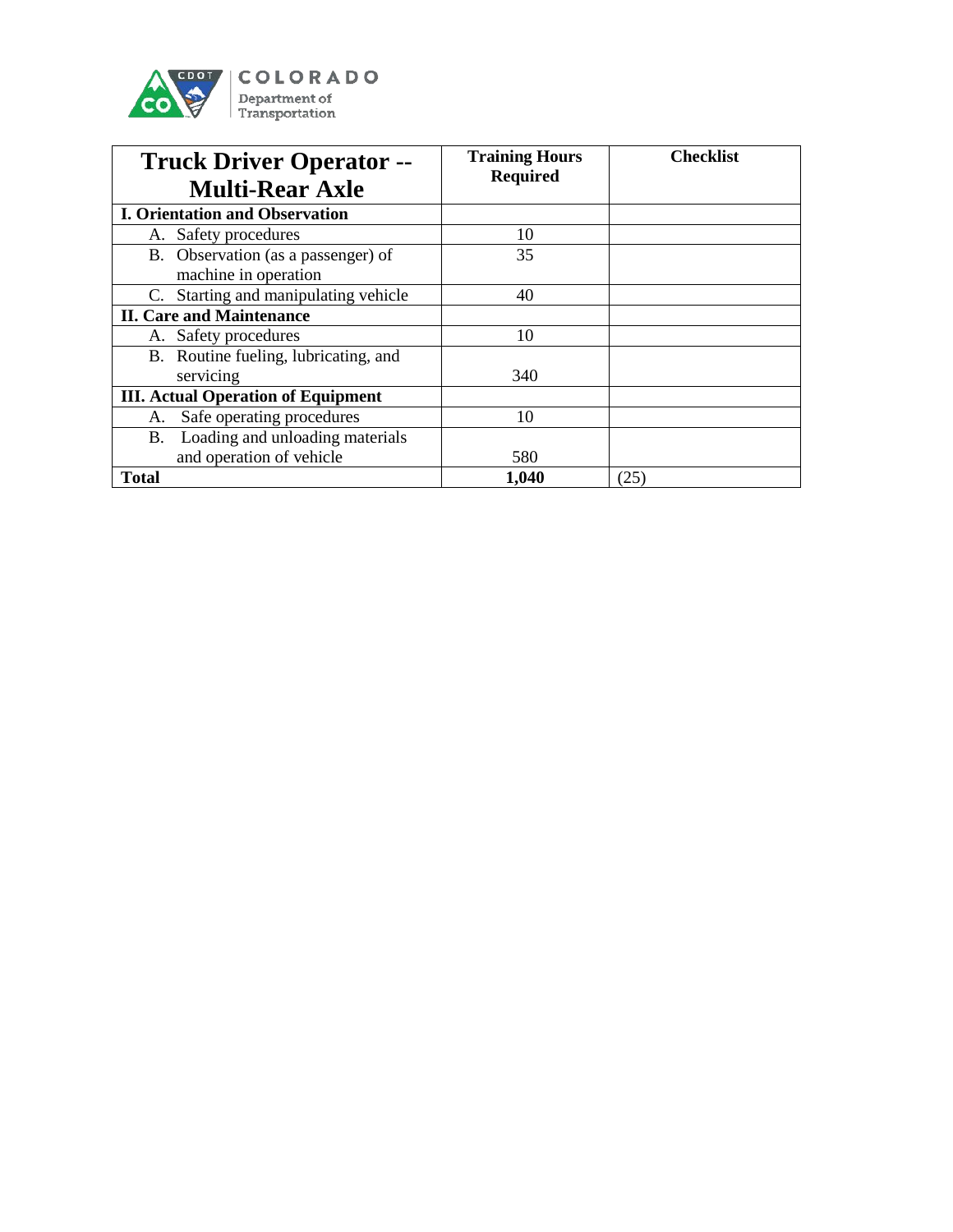| **Truck Driver Operator -- Multi-Rear Axle** | **Training Hours Required** | **Checklist** |
|---|---|---|
| **I. Orientation and Observation** | | |
| A. Safety procedures | 10 | |
| B. Observation (as a passenger) of machine in operation | 35 | |
| C. Starting and manipulating vehicle | 40 | |
| **II. Care and Maintenance** | | |
| A. Safety procedures | 10 | |
| B. Routine fueling, lubricating, and servicing | 340 | |
| **III. Actual Operation of Equipment** | | |
| A. Safe operating procedures | 10 | |
| B. Loading and unloading materials and operation of vehicle | 580 | |
| **Total** | **1,040** | (25) |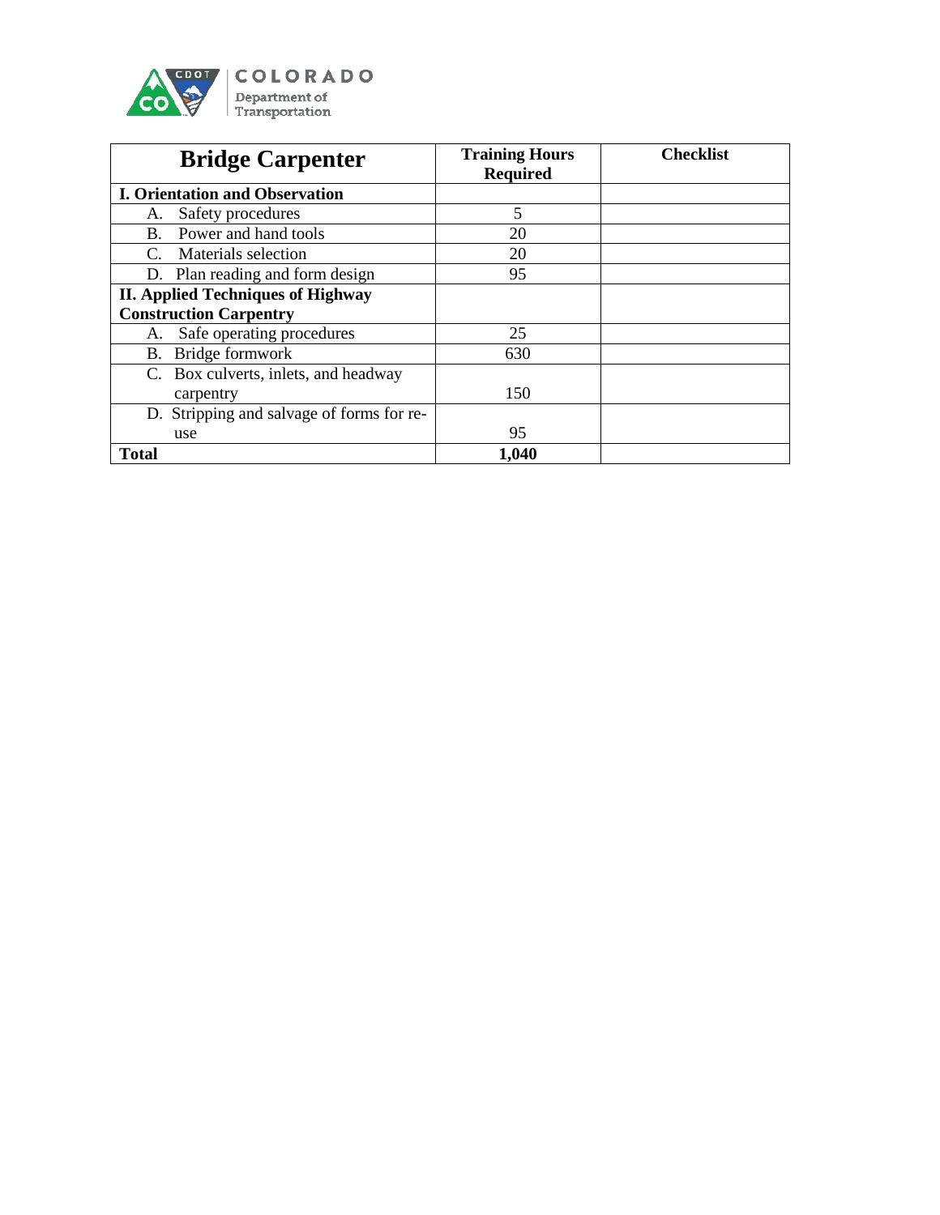| Bridge Carpenter | Training Hours Required | Checklist |
|---|---|---|
| **I. Orientation and Observation** | | |
| A. Safety procedures | 5 | |
| B. Power and hand tools | 20 | |
| C. Materials selection | 20 | |
| D. Plan reading and form design | 95 | |
| **II. Applied Techniques of Highway Construction Carpentry** | | |
| A. Safe operating procedures | 25 | |
| B. Bridge formwork | 630 | |
| C. Box culverts, inlets, and headway carpentry | 150 | |
| D. Stripping and salvage of forms for re-use | 95 | |
| **Total** | **1,040** | |